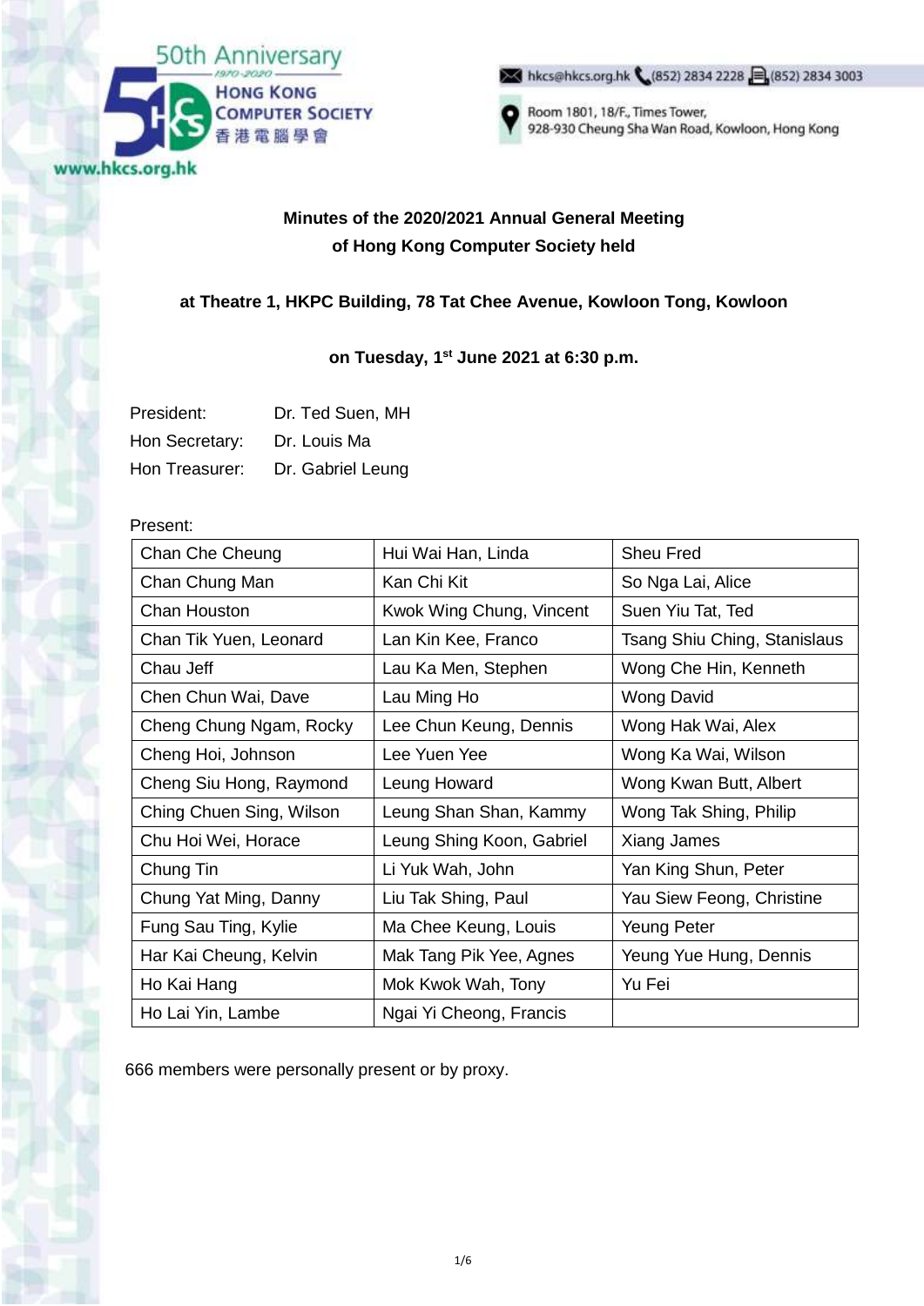50th Anniversary 1970-2020
HONG KONG COMPUTER SOCIETY 香港電腦學會
www.hkcs.org.hk

hkcs@hkcs.org.hk (852) 2834 2228 (852) 2834 3003
Room 1801, 18/F., Times Tower, 928-930 Cheung Sha Wan Road, Kowloon, Hong Kong

**Minutes of the 2020/2021 Annual General Meeting of Hong Kong Computer Society held**

**at Theatre 1, HKPC Building, 78 Tat Chee Avenue, Kowloon Tong, Kowloon**

**on Tuesday, 1st June 2021 at 6:30 p.m.**

President: Dr. Ted Suen, MH
Hon Secretary: Dr. Louis Ma
Hon Treasurer: Dr. Gabriel Leung

Present:

| | | |
|---|---|---|
| Chan Che Cheung | Hui Wai Han, Linda | Sheu Fred |
| Chan Chung Man | Kan Chi Kit | So Nga Lai, Alice |
| Chan Houston | Kwok Wing Chung, Vincent | Suen Yiu Tat, Ted |
| Chan Tik Yuen, Leonard | Lan Kin Kee, Franco | Tsang Shiu Ching, Stanislaus |
| Chau Jeff | Lau Ka Men, Stephen | Wong Che Hin, Kenneth |
| Chen Chun Wai, Dave | Lau Ming Ho | Wong David |
| Cheng Chung Ngam, Rocky | Lee Chun Keung, Dennis | Wong Hak Wai, Alex |
| Cheng Hoi, Johnson | Lee Yuen Yee | Wong Ka Wai, Wilson |
| Cheng Siu Hong, Raymond | Leung Howard | Wong Kwan Butt, Albert |
| Ching Chuen Sing, Wilson | Leung Shan Shan, Kammy | Wong Tak Shing, Philip |
| Chu Hoi Wei, Horace | Leung Shing Koon, Gabriel | Xiang James |
| Chung Tin | Li Yuk Wah, John | Yan King Shun, Peter |
| Chung Yat Ming, Danny | Liu Tak Shing, Paul | Yau Siew Feong, Christine |
| Fung Sau Ting, Kylie | Ma Chee Keung, Louis | Yeung Peter |
| Har Kai Cheung, Kelvin | Mak Tang Pik Yee, Agnes | Yeung Yue Hung, Dennis |
| Ho Kai Hang | Mok Kwok Wah, Tony | Yu Fei |
| Ho Lai Yin, Lambe | Ngai Yi Cheong, Francis | |

666 members were personally present or by proxy.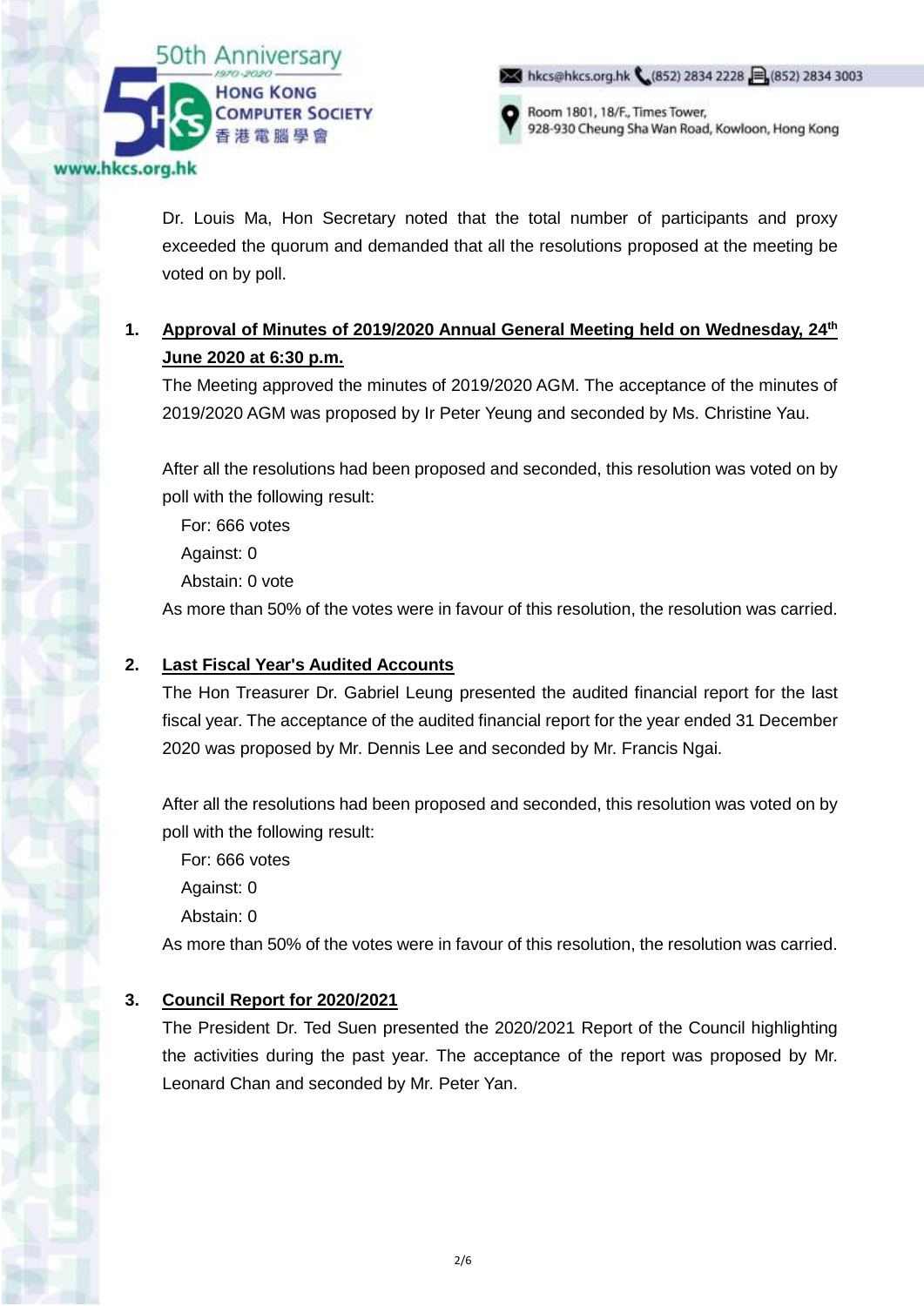Dr. Louis Ma, Hon Secretary noted that the total number of participants and proxy exceeded the quorum and demanded that all the resolutions proposed at the meeting be voted on by poll.

**1. Approval of Minutes of 2019/2020 Annual General Meeting held on Wednesday, 24th June 2020 at 6:30 p.m.**

The Meeting approved the minutes of 2019/2020 AGM. The acceptance of the minutes of 2019/2020 AGM was proposed by Ir Peter Yeung and seconded by Ms. Christine Yau.

After all the resolutions had been proposed and seconded, this resolution was voted on by poll with the following result:

For: 666 votes
Against: 0
Abstain: 0 vote

As more than 50% of the votes were in favour of this resolution, the resolution was carried.

**2. Last Fiscal Year's Audited Accounts**

The Hon Treasurer Dr. Gabriel Leung presented the audited financial report for the last fiscal year. The acceptance of the audited financial report for the year ended 31 December 2020 was proposed by Mr. Dennis Lee and seconded by Mr. Francis Ngai.

After all the resolutions had been proposed and seconded, this resolution was voted on by poll with the following result:

For: 666 votes
Against: 0
Abstain: 0

As more than 50% of the votes were in favour of this resolution, the resolution was carried.

**3. Council Report for 2020/2021**

The President Dr. Ted Suen presented the 2020/2021 Report of the Council highlighting the activities during the past year. The acceptance of the report was proposed by Mr. Leonard Chan and seconded by Mr. Peter Yan.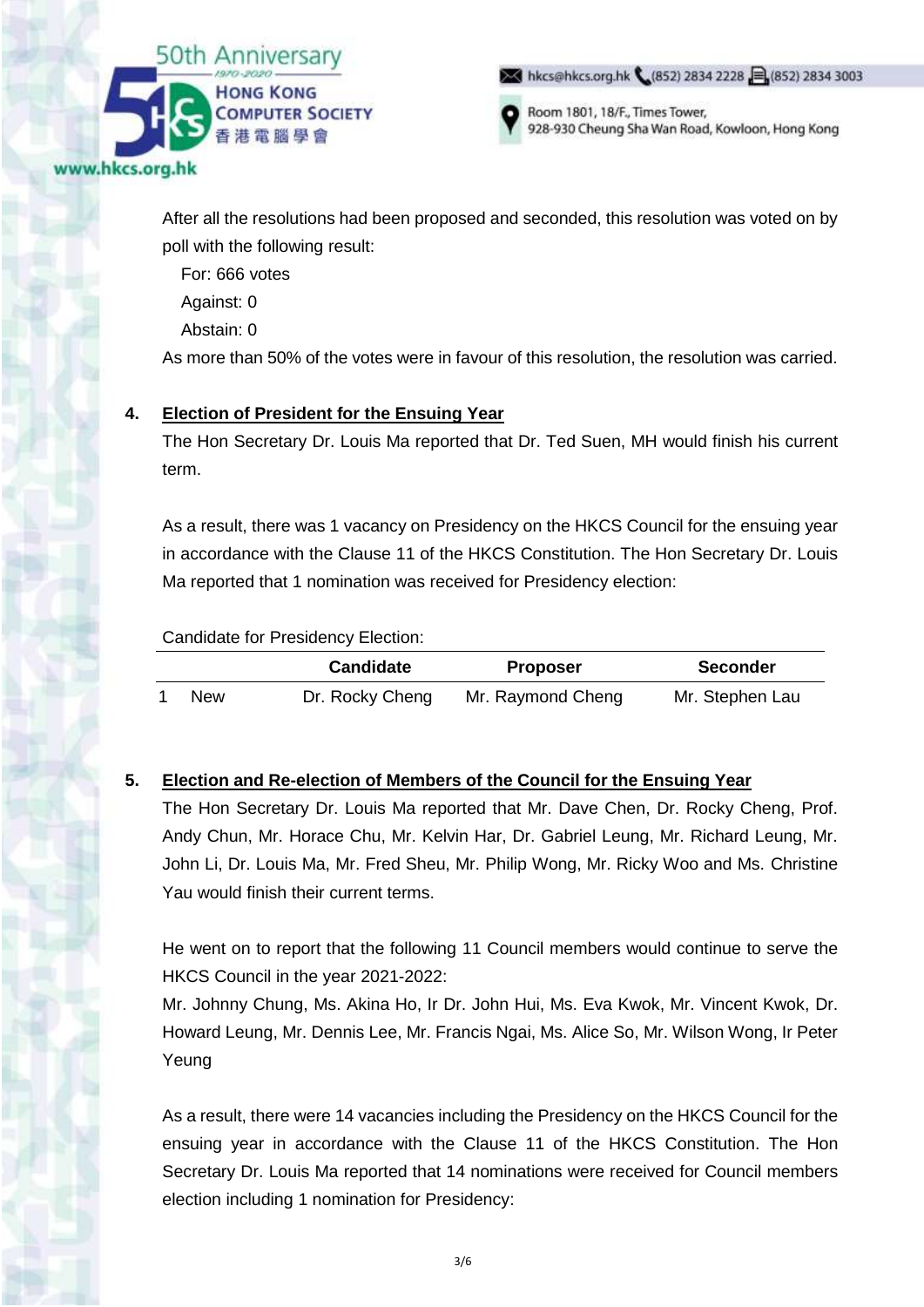After all the resolutions had been proposed and seconded, this resolution was voted on by poll with the following result:

For: 666 votes
Against: 0
Abstain: 0

As more than 50% of the votes were in favour of this resolution, the resolution was carried.

**4. Election of President for the Ensuing Year**

The Hon Secretary Dr. Louis Ma reported that Dr. Ted Suen, MH would finish his current term.

As a result, there was 1 vacancy on Presidency on the HKCS Council for the ensuing year in accordance with the Clause 11 of the HKCS Constitution. The Hon Secretary Dr. Louis Ma reported that 1 nomination was received for Presidency election:

Candidate for Presidency Election:

| | | Candidate | Proposer | Seconder |
|---|---|---|---|---|
| 1 | New | Dr. Rocky Cheng | Mr. Raymond Cheng | Mr. Stephen Lau |

**5. Election and Re-election of Members of the Council for the Ensuing Year**

The Hon Secretary Dr. Louis Ma reported that Mr. Dave Chen, Dr. Rocky Cheng, Prof. Andy Chun, Mr. Horace Chu, Mr. Kelvin Har, Dr. Gabriel Leung, Mr. Richard Leung, Mr. John Li, Dr. Louis Ma, Mr. Fred Sheu, Mr. Philip Wong, Mr. Ricky Woo and Ms. Christine Yau would finish their current terms.

He went on to report that the following 11 Council members would continue to serve the HKCS Council in the year 2021-2022:

Mr. Johnny Chung, Ms. Akina Ho, Ir Dr. John Hui, Ms. Eva Kwok, Mr. Vincent Kwok, Dr. Howard Leung, Mr. Dennis Lee, Mr. Francis Ngai, Ms. Alice So, Mr. Wilson Wong, Ir Peter Yeung

As a result, there were 14 vacancies including the Presidency on the HKCS Council for the ensuing year in accordance with the Clause 11 of the HKCS Constitution. The Hon Secretary Dr. Louis Ma reported that 14 nominations were received for Council members election including 1 nomination for Presidency: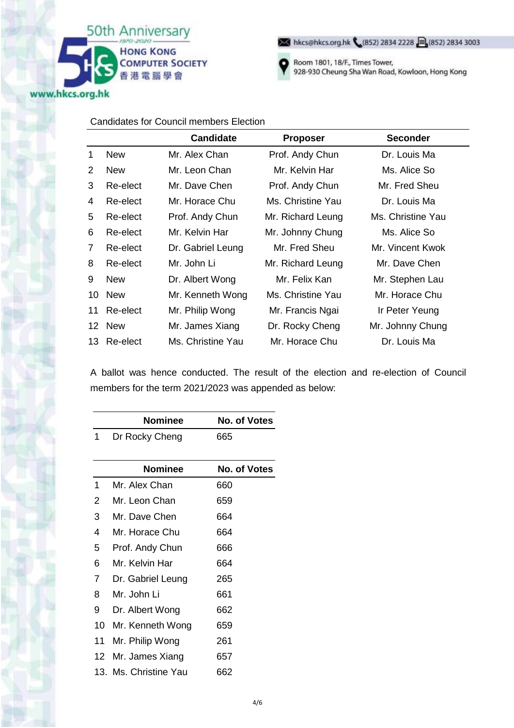Candidates for Council members Election

| | | Candidate | Proposer | Seconder |
|---|---|---|---|---|
| 1 | New | Mr. Alex Chan | Prof. Andy Chun | Dr. Louis Ma |
| 2 | New | Mr. Leon Chan | Mr. Kelvin Har | Ms. Alice So |
| 3 | Re-elect | Mr. Dave Chen | Prof. Andy Chun | Mr. Fred Sheu |
| 4 | Re-elect | Mr. Horace Chu | Ms. Christine Yau | Dr. Louis Ma |
| 5 | Re-elect | Prof. Andy Chun | Mr. Richard Leung | Ms. Christine Yau |
| 6 | Re-elect | Mr. Kelvin Har | Mr. Johnny Chung | Ms. Alice So |
| 7 | Re-elect | Dr. Gabriel Leung | Mr. Fred Sheu | Mr. Vincent Kwok |
| 8 | Re-elect | Mr. John Li | Mr. Richard Leung | Mr. Dave Chen |
| 9 | New | Dr. Albert Wong | Mr. Felix Kan | Mr. Stephen Lau |
| 10 | New | Mr. Kenneth Wong | Ms. Christine Yau | Mr. Horace Chu |
| 11 | Re-elect | Mr. Philip Wong | Mr. Francis Ngai | Ir Peter Yeung |
| 12 | New | Mr. James Xiang | Dr. Rocky Cheng | Mr. Johnny Chung |
| 13 | Re-elect | Ms. Christine Yau | Mr. Horace Chu | Dr. Louis Ma |

A ballot was hence conducted. The result of the election and re-election of Council members for the term 2021/2023 was appended as below:

| | Nominee | No. of Votes |
|---|---|---|
| 1 | Dr Rocky Cheng | 665 |

| | Nominee | No. of Votes |
|---|---|---|
| 1 | Mr. Alex Chan | 660 |
| 2 | Mr. Leon Chan | 659 |
| 3 | Mr. Dave Chen | 664 |
| 4 | Mr. Horace Chu | 664 |
| 5 | Prof. Andy Chun | 666 |
| 6 | Mr. Kelvin Har | 664 |
| 7 | Dr. Gabriel Leung | 265 |
| 8 | Mr. John Li | 661 |
| 9 | Dr. Albert Wong | 662 |
| 10 | Mr. Kenneth Wong | 659 |
| 11 | Mr. Philip Wong | 261 |
| 12 | Mr. James Xiang | 657 |
| 13. | Ms. Christine Yau | 662 |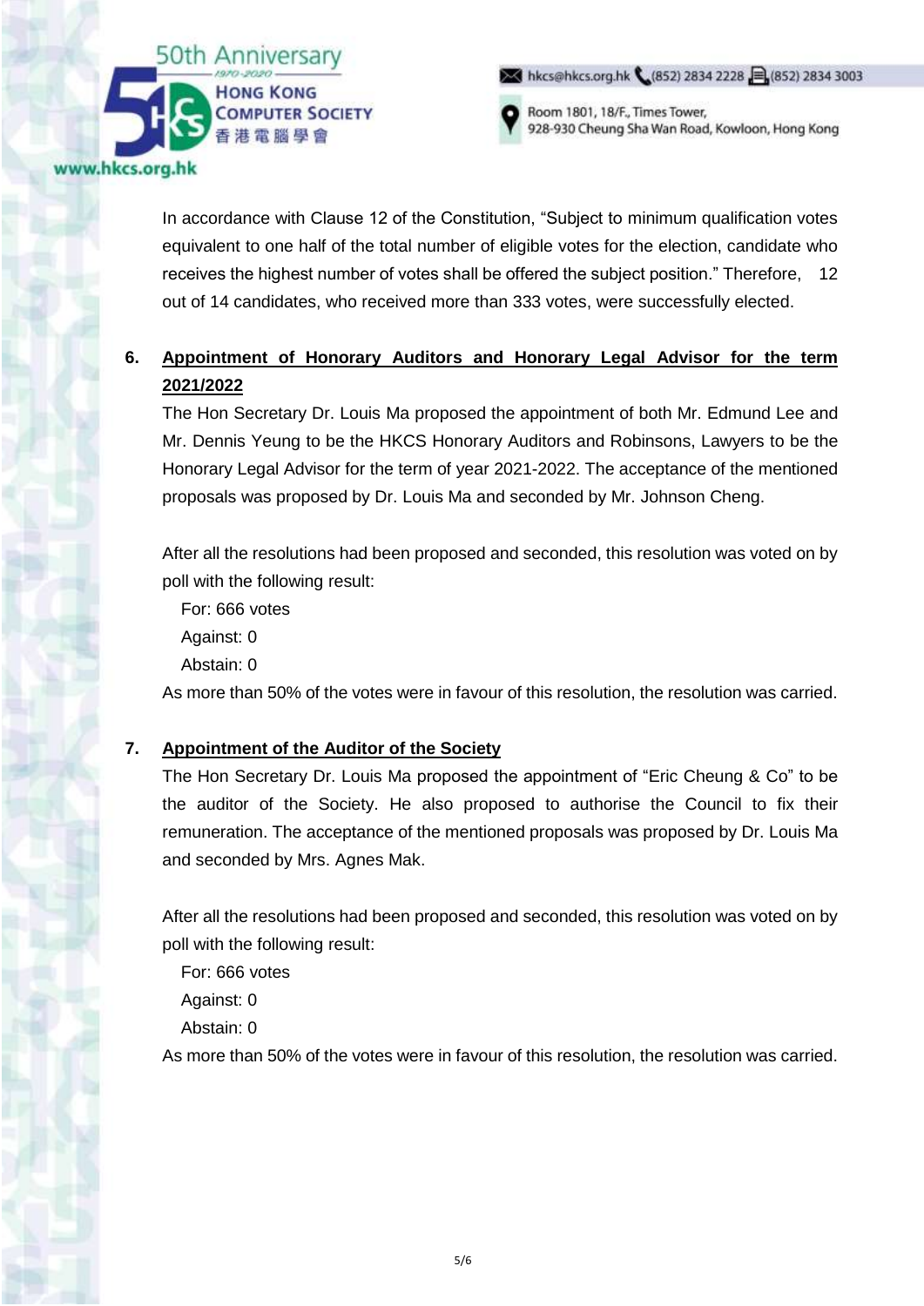In accordance with Clause 12 of the Constitution, "Subject to minimum qualification votes equivalent to one half of the total number of eligible votes for the election, candidate who receives the highest number of votes shall be offered the subject position." Therefore, 12 out of 14 candidates, who received more than 333 votes, were successfully elected.

6. **Appointment of Honorary Auditors and Honorary Legal Advisor for the term 2021/2022**

The Hon Secretary Dr. Louis Ma proposed the appointment of both Mr. Edmund Lee and Mr. Dennis Yeung to be the HKCS Honorary Auditors and Robinsons, Lawyers to be the Honorary Legal Advisor for the term of year 2021-2022. The acceptance of the mentioned proposals was proposed by Dr. Louis Ma and seconded by Mr. Johnson Cheng.

After all the resolutions had been proposed and seconded, this resolution was voted on by poll with the following result:

For: 666 votes
Against: 0
Abstain: 0

As more than 50% of the votes were in favour of this resolution, the resolution was carried.

7. **Appointment of the Auditor of the Society**

The Hon Secretary Dr. Louis Ma proposed the appointment of "Eric Cheung & Co" to be the auditor of the Society. He also proposed to authorise the Council to fix their remuneration. The acceptance of the mentioned proposals was proposed by Dr. Louis Ma and seconded by Mrs. Agnes Mak.

After all the resolutions had been proposed and seconded, this resolution was voted on by poll with the following result:

For: 666 votes
Against: 0
Abstain: 0

As more than 50% of the votes were in favour of this resolution, the resolution was carried.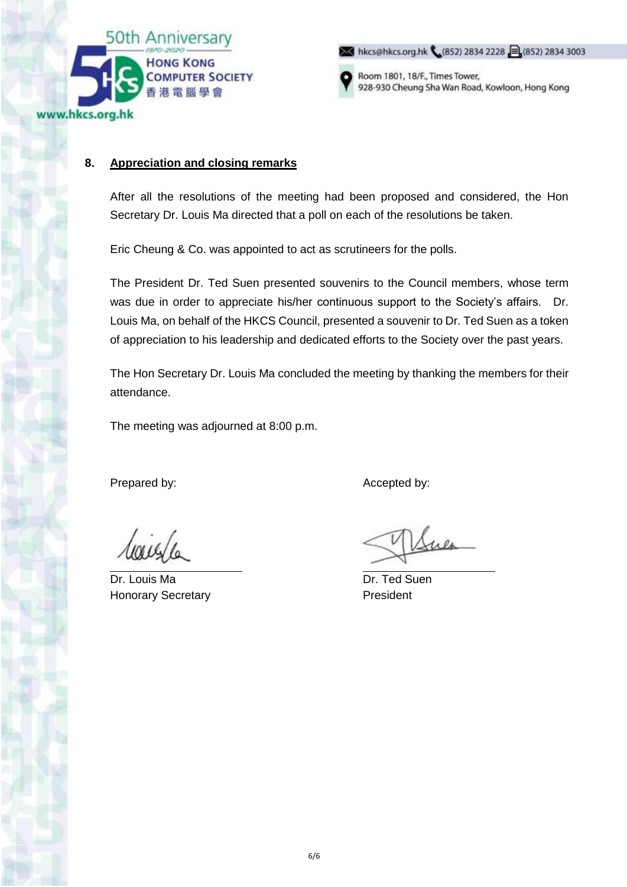## 8. Appreciation and closing remarks

After all the resolutions of the meeting had been proposed and considered, the Hon Secretary Dr. Louis Ma directed that a poll on each of the resolutions be taken.

Eric Cheung & Co. was appointed to act as scrutineers for the polls.

The President Dr. Ted Suen presented souvenirs to the Council members, whose term was due in order to appreciate his/her continuous support to the Society's affairs. Dr. Louis Ma, on behalf of the HKCS Council, presented a souvenir to Dr. Ted Suen as a token of appreciation to his leadership and dedicated efforts to the Society over the past years.

The Hon Secretary Dr. Louis Ma concluded the meeting by thanking the members for their attendance.

The meeting was adjourned at 8:00 p.m.

| Prepared by: | Accepted by: |
| --- | --- |
| Dr. Louis Ma | Dr. Ted Suen |
| Honorary Secretary | President |